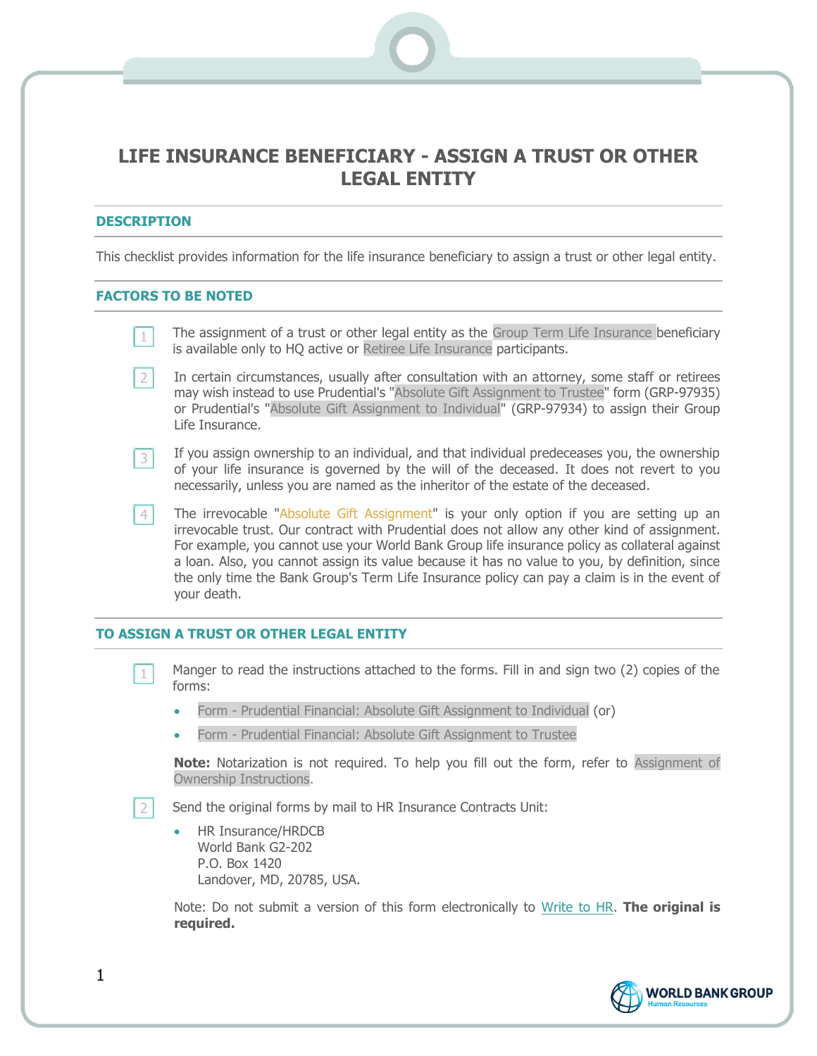# LIFE INSURANCE BENEFICIARY - ASSIGN A TRUST OR OTHER LEGAL ENTITY

## DESCRIPTION

This checklist provides information for the life insurance beneficiary to assign a trust or other legal entity.

## FACTORS TO BE NOTED

1. The assignment of a trust or other legal entity as the Group Term Life Insurance beneficiary is available only to HQ active or Retiree Life Insurance participants.

2. In certain circumstances, usually after consultation with an attorney, some staff or retirees may wish instead to use Prudential's "Absolute Gift Assignment to Trustee" form (GRP-97935) or Prudential's "Absolute Gift Assignment to Individual" (GRP-97934) to assign their Group Life Insurance.

3. If you assign ownership to an individual, and that individual predeceases you, the ownership of your life insurance is governed by the will of the deceased. It does not revert to you necessarily, unless you are named as the inheritor of the estate of the deceased.

4. The irrevocable "Absolute Gift Assignment" is your only option if you are setting up an irrevocable trust. Our contract with Prudential does not allow any other kind of assignment. For example, you cannot use your World Bank Group life insurance policy as collateral against a loan. Also, you cannot assign its value because it has no value to you, by definition, since the only time the Bank Group's Term Life Insurance policy can pay a claim is in the event of your death.

## TO ASSIGN A TRUST OR OTHER LEGAL ENTITY

1. Manger to read the instructions attached to the forms. Fill in and sign two (2) copies of the forms:

   - Form - Prudential Financial: Absolute Gift Assignment to Individual (or)
   - Form - Prudential Financial: Absolute Gift Assignment to Trustee

   **Note:** Notarization is not required. To help you fill out the form, refer to Assignment of Ownership Instructions.

2. Send the original forms by mail to HR Insurance Contracts Unit:

   - HR Insurance/HRDCB  
     World Bank G2-202  
     P.O. Box 1420  
     Landover, MD, 20785, USA.

   Note: Do not submit a version of this form electronically to Write to HR. **The original is required.**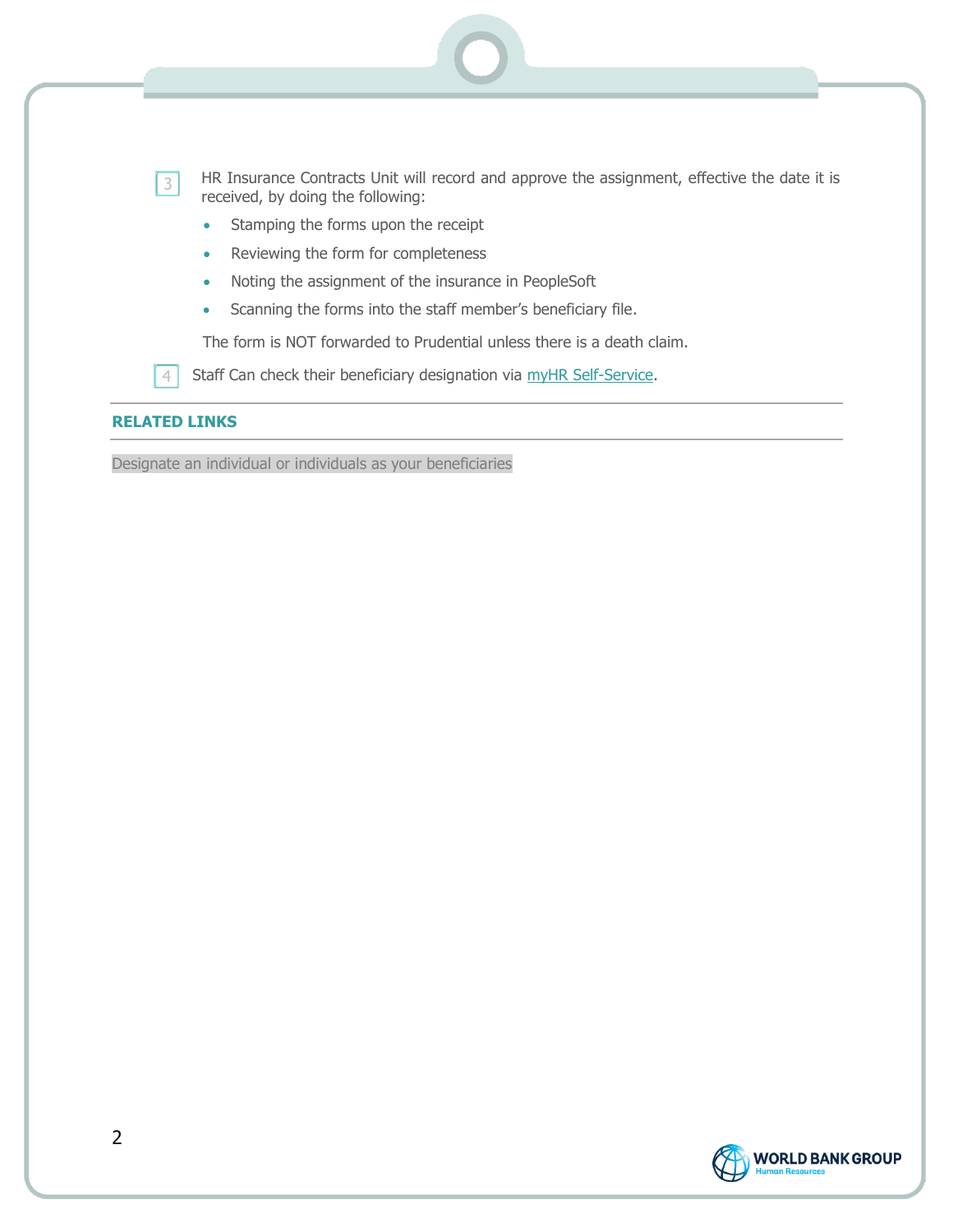3. HR Insurance Contracts Unit will record and approve the assignment, effective the date it is received, by doing the following:

   - Stamping the forms upon the receipt
   - Reviewing the form for completeness
   - Noting the assignment of the insurance in PeopleSoft
   - Scanning the forms into the staff member's beneficiary file.

   The form is NOT forwarded to Prudential unless there is a death claim.

4. Staff Can check their beneficiary designation via myHR Self-Service.

## RELATED LINKS

Designate an individual or individuals as your beneficiaries